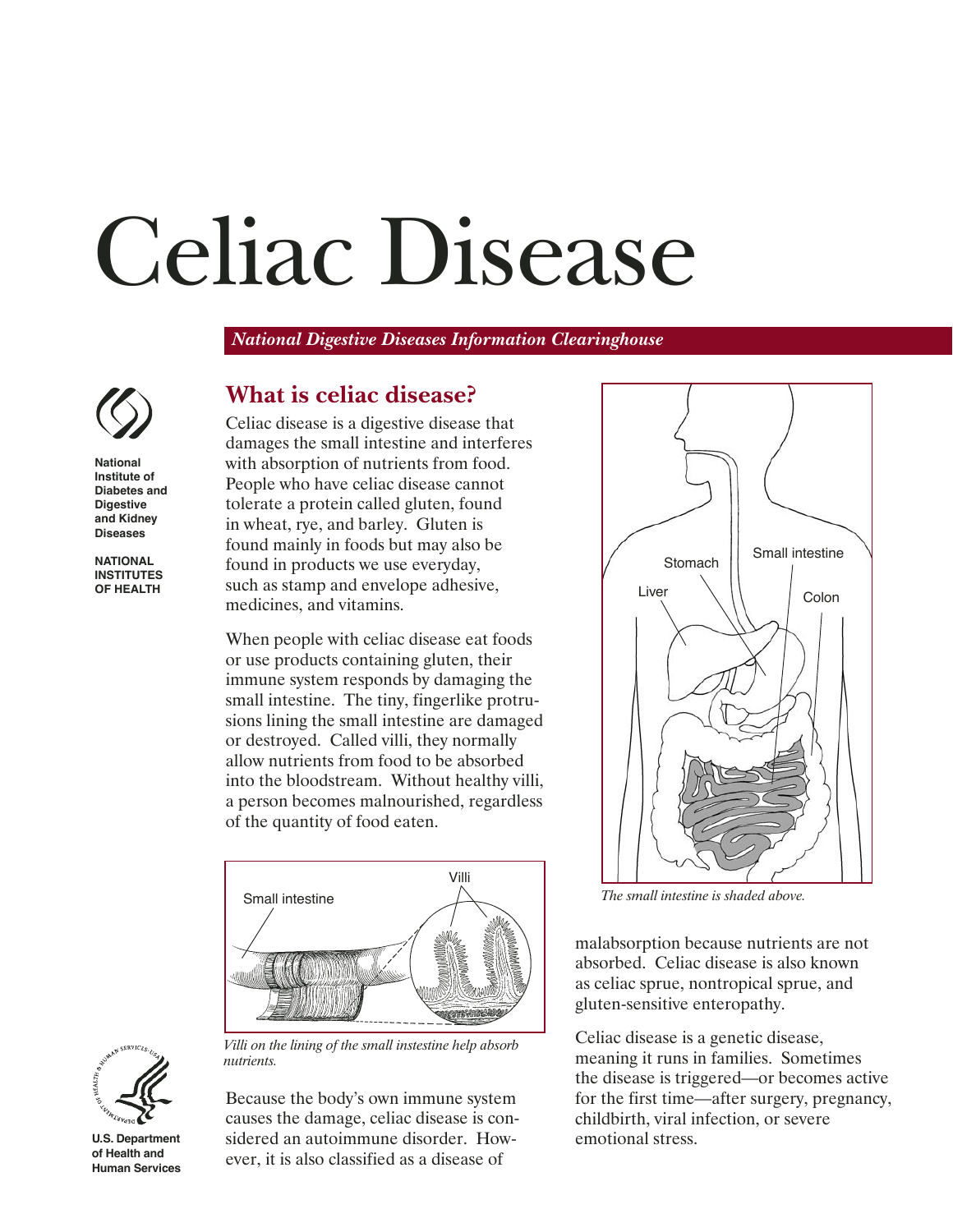# Celiac Disease

*National Digestive Diseases Information Clearinghouse*

**National Institute of Diabetes and Digestive and Kidney Diseases**

**NATIONAL INSTITUTES OF HEALTH**

**U.S. Department of Health and Human Services**

## What is celiac disease?

Celiac disease is a digestive disease that damages the small intestine and interferes with absorption of nutrients from food. People who have celiac disease cannot tolerate a protein called gluten, found in wheat, rye, and barley. Gluten is found mainly in foods but may also be found in products we use everyday, such as stamp and envelope adhesive, medicines, and vitamins.

When people with celiac disease eat foods or use products containing gluten, their immune system responds by damaging the small intestine. The tiny, fingerlike protrusions lining the small intestine are damaged or destroyed. Called villi, they normally allow nutrients from food to be absorbed into the bloodstream. Without healthy villi, a person becomes malnourished, regardless of the quantity of food eaten.

*Villi on the lining of the small instestine help absorb nutrients.*

Because the body's own immune system causes the damage, celiac disease is considered an autoimmune disorder. However, it is also classified as a disease of malabsorption because nutrients are not absorbed. Celiac disease is also known as celiac sprue, nontropical sprue, and gluten-sensitive enteropathy.

*The small intestine is shaded above.*

Celiac disease is a genetic disease, meaning it runs in families. Sometimes the disease is triggered—or becomes active for the first time—after surgery, pregnancy, childbirth, viral infection, or severe emotional stress.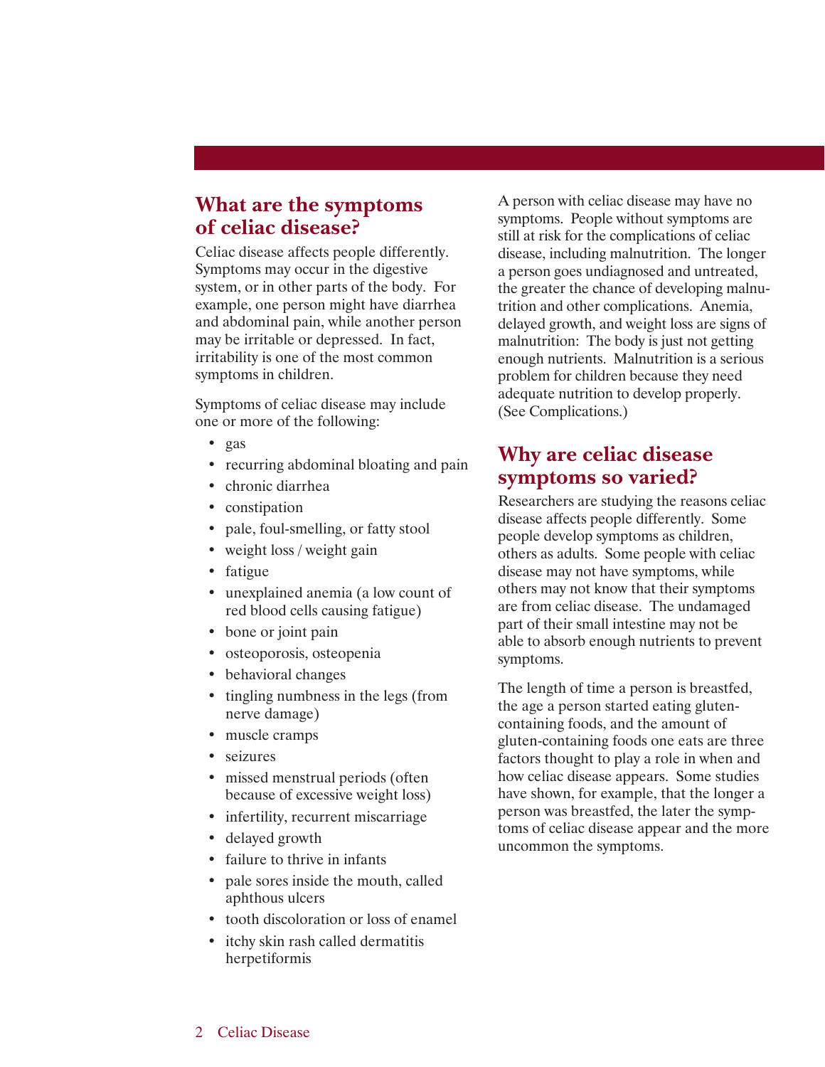## What are the symptoms of celiac disease?

Celiac disease affects people differently. Symptoms may occur in the digestive system, or in other parts of the body. For example, one person might have diarrhea and abdominal pain, while another person may be irritable or depressed. In fact, irritability is one of the most common symptoms in children.

Symptoms of celiac disease may include one or more of the following:

- gas
- recurring abdominal bloating and pain
- chronic diarrhea
- constipation
- pale, foul-smelling, or fatty stool
- weight loss / weight gain
- fatigue
- unexplained anemia (a low count of red blood cells causing fatigue)
- bone or joint pain
- osteoporosis, osteopenia
- behavioral changes
- tingling numbness in the legs (from nerve damage)
- muscle cramps
- seizures
- missed menstrual periods (often because of excessive weight loss)
- infertility, recurrent miscarriage
- delayed growth
- failure to thrive in infants
- pale sores inside the mouth, called aphthous ulcers
- tooth discoloration or loss of enamel
- itchy skin rash called dermatitis herpetiformis

A person with celiac disease may have no symptoms. People without symptoms are still at risk for the complications of celiac disease, including malnutrition. The longer a person goes undiagnosed and untreated, the greater the chance of developing malnutrition and other complications. Anemia, delayed growth, and weight loss are signs of malnutrition: The body is just not getting enough nutrients. Malnutrition is a serious problem for children because they need adequate nutrition to develop properly. (See Complications.)

## Why are celiac disease symptoms so varied?

Researchers are studying the reasons celiac disease affects people differently. Some people develop symptoms as children, others as adults. Some people with celiac disease may not have symptoms, while others may not know that their symptoms are from celiac disease. The undamaged part of their small intestine may not be able to absorb enough nutrients to prevent symptoms.

The length of time a person is breastfed, the age a person started eating gluten-containing foods, and the amount of gluten-containing foods one eats are three factors thought to play a role in when and how celiac disease appears. Some studies have shown, for example, that the longer a person was breastfed, the later the symptoms of celiac disease appear and the more uncommon the symptoms.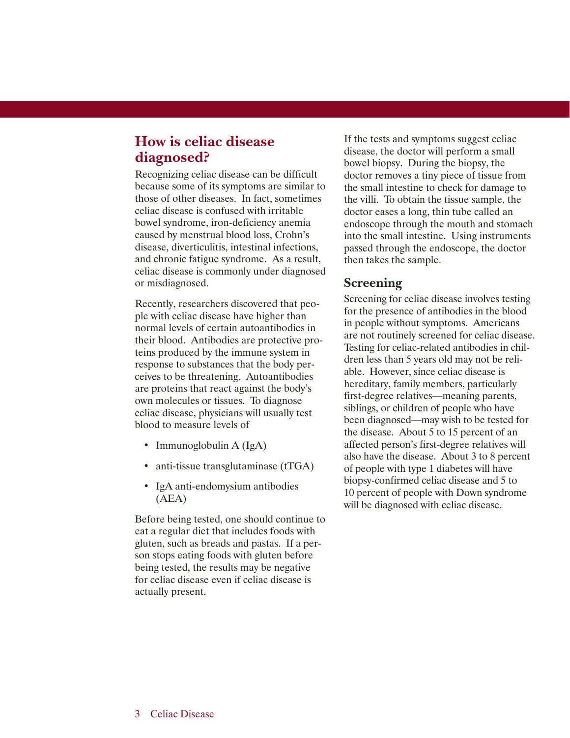## How is celiac disease diagnosed?

Recognizing celiac disease can be difficult because some of its symptoms are similar to those of other diseases. In fact, sometimes celiac disease is confused with irritable bowel syndrome, iron-deficiency anemia caused by menstrual blood loss, Crohn's disease, diverticulitis, intestinal infections, and chronic fatigue syndrome. As a result, celiac disease is commonly under diagnosed or misdiagnosed.

Recently, researchers discovered that people with celiac disease have higher than normal levels of certain autoantibodies in their blood. Antibodies are protective proteins produced by the immune system in response to substances that the body perceives to be threatening. Autoantibodies are proteins that react against the body's own molecules or tissues. To diagnose celiac disease, physicians will usually test blood to measure levels of

- Immunoglobulin A (IgA)
- anti-tissue transglutaminase (tTGA)
- IgA anti-endomysium antibodies (AEA)

Before being tested, one should continue to eat a regular diet that includes foods with gluten, such as breads and pastas. If a person stops eating foods with gluten before being tested, the results may be negative for celiac disease even if celiac disease is actually present.

If the tests and symptoms suggest celiac disease, the doctor will perform a small bowel biopsy. During the biopsy, the doctor removes a tiny piece of tissue from the small intestine to check for damage to the villi. To obtain the tissue sample, the doctor eases a long, thin tube called an endoscope through the mouth and stomach into the small intestine. Using instruments passed through the endoscope, the doctor then takes the sample.

### Screening

Screening for celiac disease involves testing for the presence of antibodies in the blood in people without symptoms. Americans are not routinely screened for celiac disease. Testing for celiac-related antibodies in children less than 5 years old may not be reliable. However, since celiac disease is hereditary, family members, particularly first-degree relatives—meaning parents, siblings, or children of people who have been diagnosed—may wish to be tested for the disease. About 5 to 15 percent of an affected person's first-degree relatives will also have the disease. About 3 to 8 percent of people with type 1 diabetes will have biopsy-confirmed celiac disease and 5 to 10 percent of people with Down syndrome will be diagnosed with celiac disease.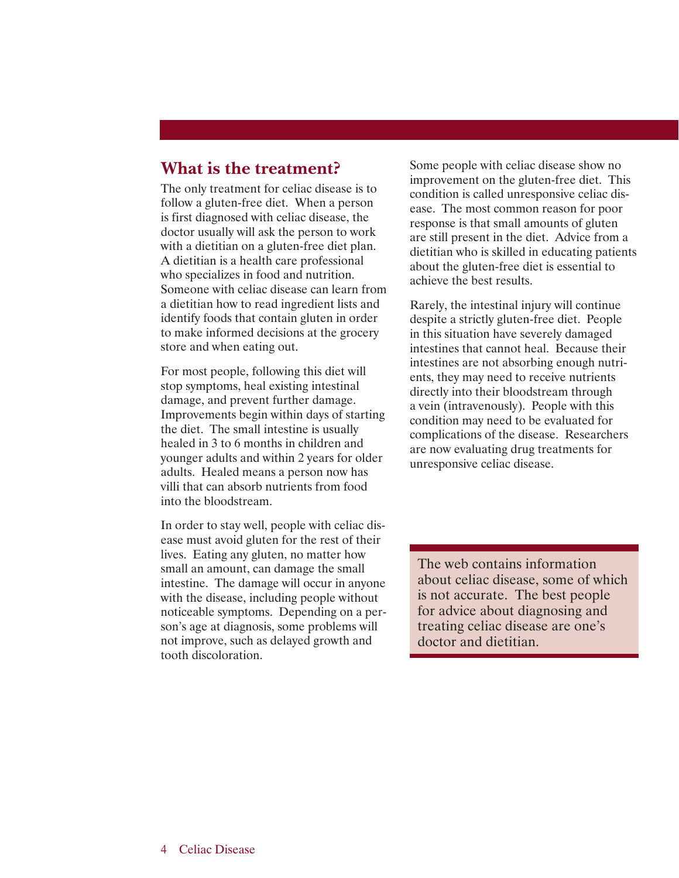## What is the treatment?

The only treatment for celiac disease is to follow a gluten-free diet. When a person is first diagnosed with celiac disease, the doctor usually will ask the person to work with a dietitian on a gluten-free diet plan. A dietitian is a health care professional who specializes in food and nutrition. Someone with celiac disease can learn from a dietitian how to read ingredient lists and identify foods that contain gluten in order to make informed decisions at the grocery store and when eating out.

For most people, following this diet will stop symptoms, heal existing intestinal damage, and prevent further damage. Improvements begin within days of starting the diet. The small intestine is usually healed in 3 to 6 months in children and younger adults and within 2 years for older adults. Healed means a person now has villi that can absorb nutrients from food into the bloodstream.

In order to stay well, people with celiac disease must avoid gluten for the rest of their lives. Eating any gluten, no matter how small an amount, can damage the small intestine. The damage will occur in anyone with the disease, including people without noticeable symptoms. Depending on a person's age at diagnosis, some problems will not improve, such as delayed growth and tooth discoloration.

Some people with celiac disease show no improvement on the gluten-free diet. This condition is called unresponsive celiac disease. The most common reason for poor response is that small amounts of gluten are still present in the diet. Advice from a dietitian who is skilled in educating patients about the gluten-free diet is essential to achieve the best results.

Rarely, the intestinal injury will continue despite a strictly gluten-free diet. People in this situation have severely damaged intestines that cannot heal. Because their intestines are not absorbing enough nutrients, they may need to receive nutrients directly into their bloodstream through a vein (intravenously). People with this condition may need to be evaluated for complications of the disease. Researchers are now evaluating drug treatments for unresponsive celiac disease.

> The web contains information about celiac disease, some of which is not accurate. The best people for advice about diagnosing and treating celiac disease are one's doctor and dietitian.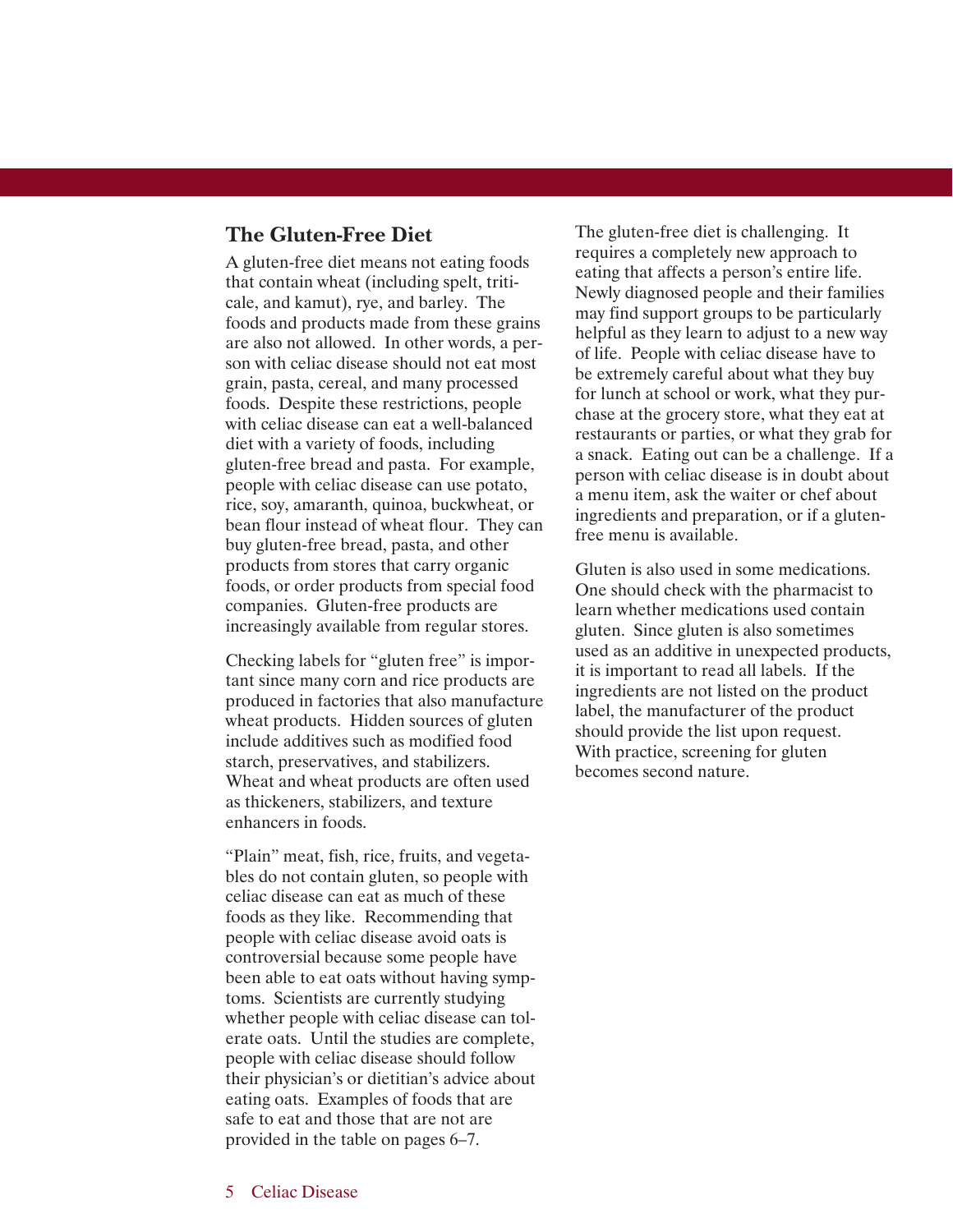## The Gluten-Free Diet

A gluten-free diet means not eating foods that contain wheat (including spelt, triticale, and kamut), rye, and barley. The foods and products made from these grains are also not allowed. In other words, a person with celiac disease should not eat most grain, pasta, cereal, and many processed foods. Despite these restrictions, people with celiac disease can eat a well-balanced diet with a variety of foods, including gluten-free bread and pasta. For example, people with celiac disease can use potato, rice, soy, amaranth, quinoa, buckwheat, or bean flour instead of wheat flour. They can buy gluten-free bread, pasta, and other products from stores that carry organic foods, or order products from special food companies. Gluten-free products are increasingly available from regular stores.

Checking labels for "gluten free" is important since many corn and rice products are produced in factories that also manufacture wheat products. Hidden sources of gluten include additives such as modified food starch, preservatives, and stabilizers. Wheat and wheat products are often used as thickeners, stabilizers, and texture enhancers in foods.

"Plain" meat, fish, rice, fruits, and vegetables do not contain gluten, so people with celiac disease can eat as much of these foods as they like. Recommending that people with celiac disease avoid oats is controversial because some people have been able to eat oats without having symptoms. Scientists are currently studying whether people with celiac disease can tolerate oats. Until the studies are complete, people with celiac disease should follow their physician's or dietitian's advice about eating oats. Examples of foods that are safe to eat and those that are not are provided in the table on pages 6–7.

The gluten-free diet is challenging. It requires a completely new approach to eating that affects a person's entire life. Newly diagnosed people and their families may find support groups to be particularly helpful as they learn to adjust to a new way of life. People with celiac disease have to be extremely careful about what they buy for lunch at school or work, what they purchase at the grocery store, what they eat at restaurants or parties, or what they grab for a snack. Eating out can be a challenge. If a person with celiac disease is in doubt about a menu item, ask the waiter or chef about ingredients and preparation, or if a gluten-free menu is available.

Gluten is also used in some medications. One should check with the pharmacist to learn whether medications used contain gluten. Since gluten is also sometimes used as an additive in unexpected products, it is important to read all labels. If the ingredients are not listed on the product label, the manufacturer of the product should provide the list upon request. With practice, screening for gluten becomes second nature.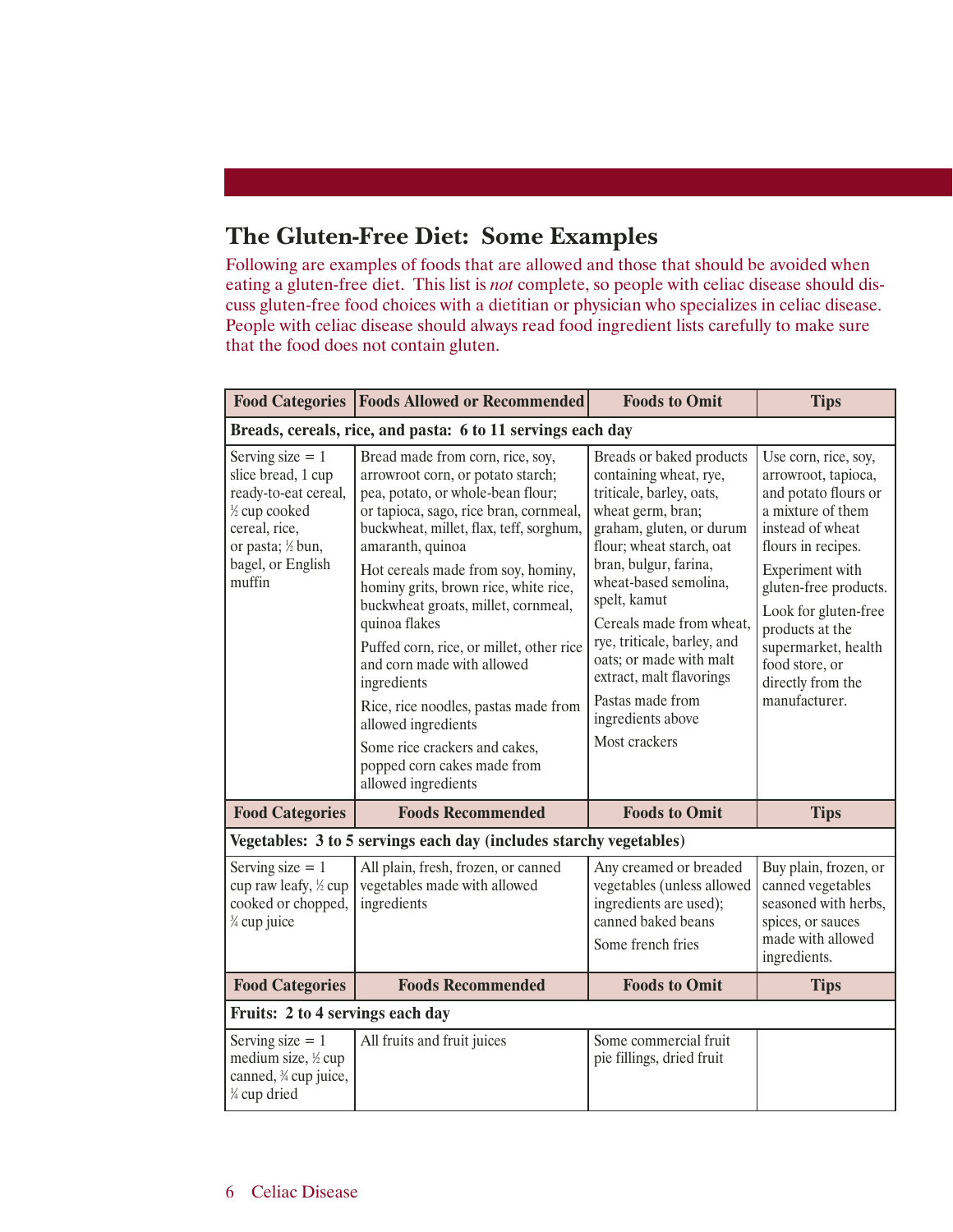## The Gluten-Free Diet: Some Examples

Following are examples of foods that are allowed and those that should be avoided when eating a gluten-free diet. This list is *not* complete, so people with celiac disease should discuss gluten-free food choices with a dietitian or physician who specializes in celiac disease. People with celiac disease should always read food ingredient lists carefully to make sure that the food does not contain gluten.

| Food Categories | Foods Allowed or Recommended | Foods to Omit | Tips |
|---|---|---|---|
| **Breads, cereals, rice, and pasta: 6 to 11 servings each day** | | | |
| Serving size = 1 slice bread, 1 cup ready-to-eat cereal, ½ cup cooked cereal, rice, or pasta; ½ bun, bagel, or English muffin | Bread made from corn, rice, soy, arrowroot corn, or potato starch; pea, potato, or whole-bean flour; or tapioca, sago, rice bran, cornmeal, buckwheat, millet, flax, teff, sorghum, amaranth, quinoa<br><br>Hot cereals made from soy, hominy, hominy grits, brown rice, white rice, buckwheat groats, millet, cornmeal, quinoa flakes<br><br>Puffed corn, rice, or millet, other rice and corn made with allowed ingredients<br><br>Rice, rice noodles, pastas made from allowed ingredients<br><br>Some rice crackers and cakes, popped corn cakes made from allowed ingredients | Breads or baked products containing wheat, rye, triticale, barley, oats, wheat germ, bran; graham, gluten, or durum flour; wheat starch, oat bran, bulgur, farina, wheat-based semolina, spelt, kamut<br><br>Cereals made from wheat, rye, triticale, barley, and oats; or made with malt extract, malt flavorings<br><br>Pastas made from ingredients above<br><br>Most crackers | Use corn, rice, soy, arrowroot, tapioca, and potato flours or a mixture of them instead of wheat flours in recipes.<br><br>Experiment with gluten-free products.<br><br>Look for gluten-free products at the supermarket, health food store, or directly from the manufacturer. |
| **Food Categories** | **Foods Recommended** | **Foods to Omit** | **Tips** |
| **Vegetables: 3 to 5 servings each day (includes starchy vegetables)** | | | |
| Serving size = 1 cup raw leafy, ½ cup cooked or chopped, ¾ cup juice | All plain, fresh, frozen, or canned vegetables made with allowed ingredients | Any creamed or breaded vegetables (unless allowed ingredients are used); canned baked beans<br><br>Some french fries | Buy plain, frozen, or canned vegetables seasoned with herbs, spices, or sauces made with allowed ingredients. |
| **Food Categories** | **Foods Recommended** | **Foods to Omit** | **Tips** |
| **Fruits: 2 to 4 servings each day** | | | |
| Serving size = 1 medium size, ½ cup canned, ¾ cup juice, ¼ cup dried | All fruits and fruit juices | Some commercial fruit pie fillings, dried fruit | |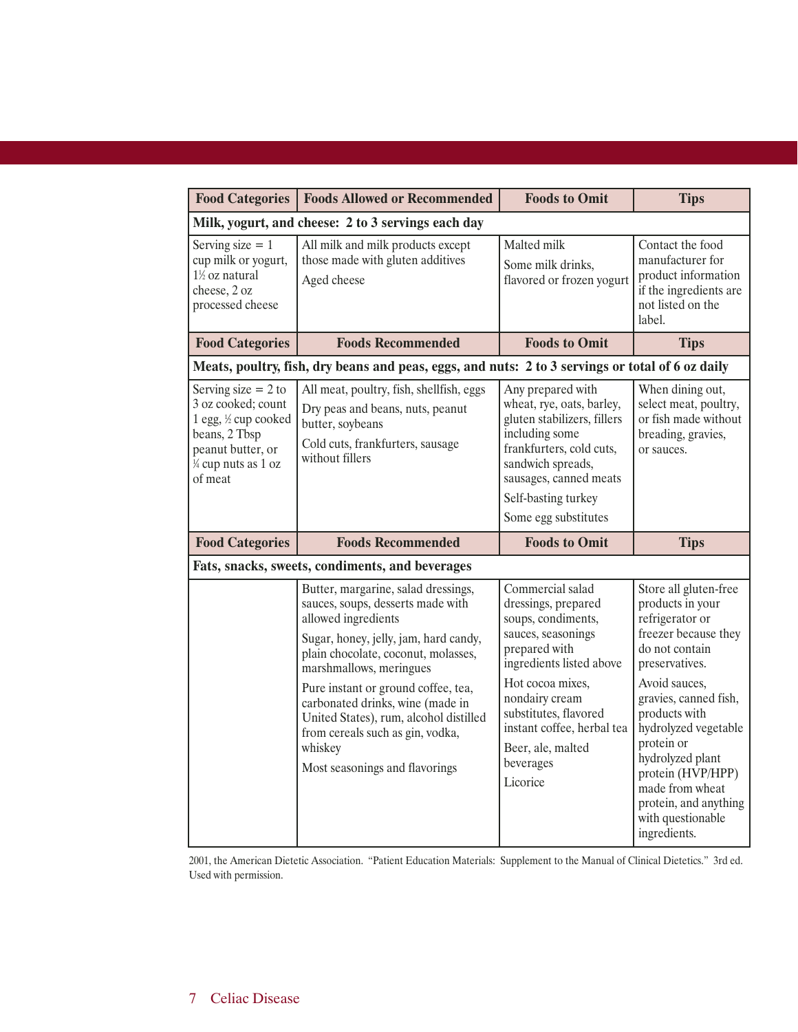| Food Categories | Foods Allowed or Recommended | Foods to Omit | Tips |
|---|---|---|---|
| **Milk, yogurt, and cheese: 2 to 3 servings each day** | | | |
| Serving size = 1 cup milk or yogurt, 1½ oz natural cheese, 2 oz processed cheese | All milk and milk products except those made with gluten additives<br>Aged cheese | Malted milk<br>Some milk drinks, flavored or frozen yogurt | Contact the food manufacturer for product information if the ingredients are not listed on the label. |
| **Food Categories** | **Foods Recommended** | **Foods to Omit** | **Tips** |
| **Meats, poultry, fish, dry beans and peas, eggs, and nuts: 2 to 3 servings or total of 6 oz daily** | | | |
| Serving size = 2 to 3 oz cooked; count 1 egg, ½ cup cooked beans, 2 Tbsp peanut butter, or ¼ cup nuts as 1 oz of meat | All meat, poultry, fish, shellfish, eggs<br>Dry peas and beans, nuts, peanut butter, soybeans<br>Cold cuts, frankfurters, sausage without fillers | Any prepared with wheat, rye, oats, barley, gluten stabilizers, fillers including some frankfurters, cold cuts, sandwich spreads, sausages, canned meats<br>Self-basting turkey<br>Some egg substitutes | When dining out, select meat, poultry, or fish made without breading, gravies, or sauces. |
| **Food Categories** | **Foods Recommended** | **Foods to Omit** | **Tips** |
| **Fats, snacks, sweets, condiments, and beverages** | | | |
| | Butter, margarine, salad dressings, sauces, soups, desserts made with allowed ingredients<br>Sugar, honey, jelly, jam, hard candy, plain chocolate, coconut, molasses, marshmallows, meringues<br>Pure instant or ground coffee, tea, carbonated drinks, wine (made in United States), rum, alcohol distilled from cereals such as gin, vodka, whiskey<br>Most seasonings and flavorings | Commercial salad dressings, prepared soups, condiments, sauces, seasonings prepared with ingredients listed above<br>Hot cocoa mixes, nondairy cream substitutes, flavored instant coffee, herbal tea<br>Beer, ale, malted beverages<br>Licorice | Store all gluten-free products in your refrigerator or freezer because they do not contain preservatives.<br>Avoid sauces, gravies, canned fish, products with hydrolyzed vegetable protein or hydrolyzed plant protein (HVP/HPP) made from wheat protein, and anything with questionable ingredients. |

2001, the American Dietetic Association. "Patient Education Materials: Supplement to the Manual of Clinical Dietetics." 3rd ed. Used with permission.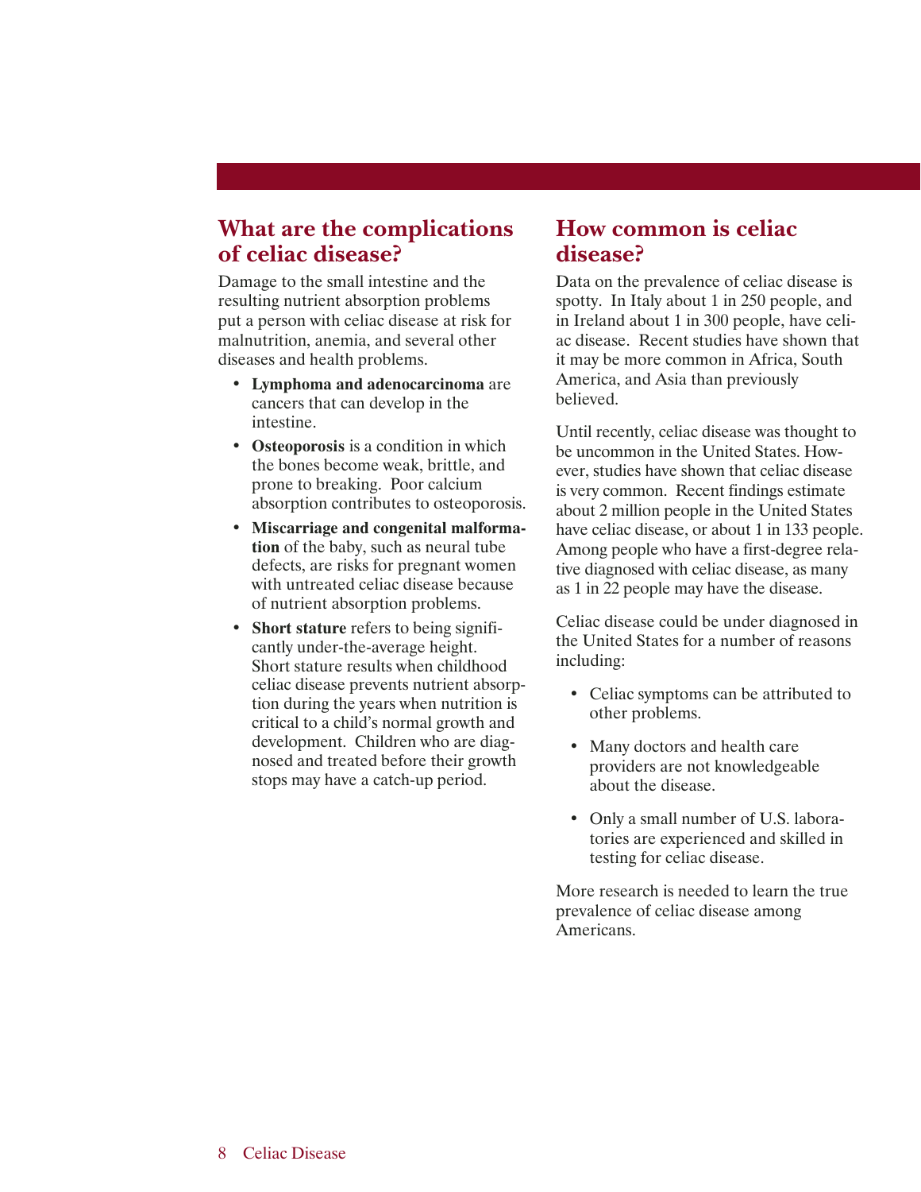## What are the complications of celiac disease?

Damage to the small intestine and the resulting nutrient absorption problems put a person with celiac disease at risk for malnutrition, anemia, and several other diseases and health problems.

- **Lymphoma and adenocarcinoma** are cancers that can develop in the intestine.
- **Osteoporosis** is a condition in which the bones become weak, brittle, and prone to breaking. Poor calcium absorption contributes to osteoporosis.
- **Miscarriage and congenital malformation** of the baby, such as neural tube defects, are risks for pregnant women with untreated celiac disease because of nutrient absorption problems.
- **Short stature** refers to being significantly under-the-average height. Short stature results when childhood celiac disease prevents nutrient absorption during the years when nutrition is critical to a child's normal growth and development. Children who are diagnosed and treated before their growth stops may have a catch-up period.

## How common is celiac disease?

Data on the prevalence of celiac disease is spotty. In Italy about 1 in 250 people, and in Ireland about 1 in 300 people, have celiac disease. Recent studies have shown that it may be more common in Africa, South America, and Asia than previously believed.

Until recently, celiac disease was thought to be uncommon in the United States. However, studies have shown that celiac disease is very common. Recent findings estimate about 2 million people in the United States have celiac disease, or about 1 in 133 people. Among people who have a first-degree relative diagnosed with celiac disease, as many as 1 in 22 people may have the disease.

Celiac disease could be under diagnosed in the United States for a number of reasons including:

- Celiac symptoms can be attributed to other problems.
- Many doctors and health care providers are not knowledgeable about the disease.
- Only a small number of U.S. laboratories are experienced and skilled in testing for celiac disease.

More research is needed to learn the true prevalence of celiac disease among Americans.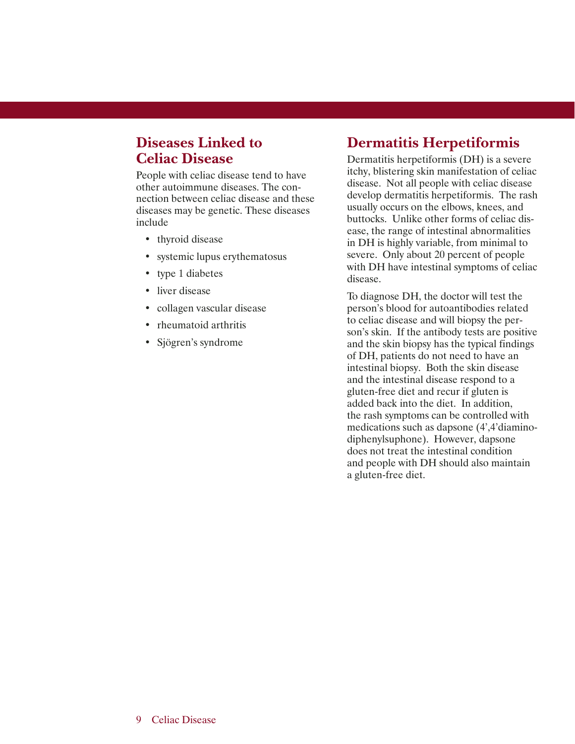## Diseases Linked to Celiac Disease

People with celiac disease tend to have other autoimmune diseases. The connection between celiac disease and these diseases may be genetic. These diseases include

- thyroid disease
- systemic lupus erythematosus
- type 1 diabetes
- liver disease
- collagen vascular disease
- rheumatoid arthritis
- Sjögren's syndrome

## Dermatitis Herpetiformis

Dermatitis herpetiformis (DH) is a severe itchy, blistering skin manifestation of celiac disease. Not all people with celiac disease develop dermatitis herpetiformis. The rash usually occurs on the elbows, knees, and buttocks. Unlike other forms of celiac disease, the range of intestinal abnormalities in DH is highly variable, from minimal to severe. Only about 20 percent of people with DH have intestinal symptoms of celiac disease.

To diagnose DH, the doctor will test the person's blood for autoantibodies related to celiac disease and will biopsy the person's skin. If the antibody tests are positive and the skin biopsy has the typical findings of DH, patients do not need to have an intestinal biopsy. Both the skin disease and the intestinal disease respond to a gluten-free diet and recur if gluten is added back into the diet. In addition, the rash symptoms can be controlled with medications such as dapsone (4',4'diaminodiphenylsuphone). However, dapsone does not treat the intestinal condition and people with DH should also maintain a gluten-free diet.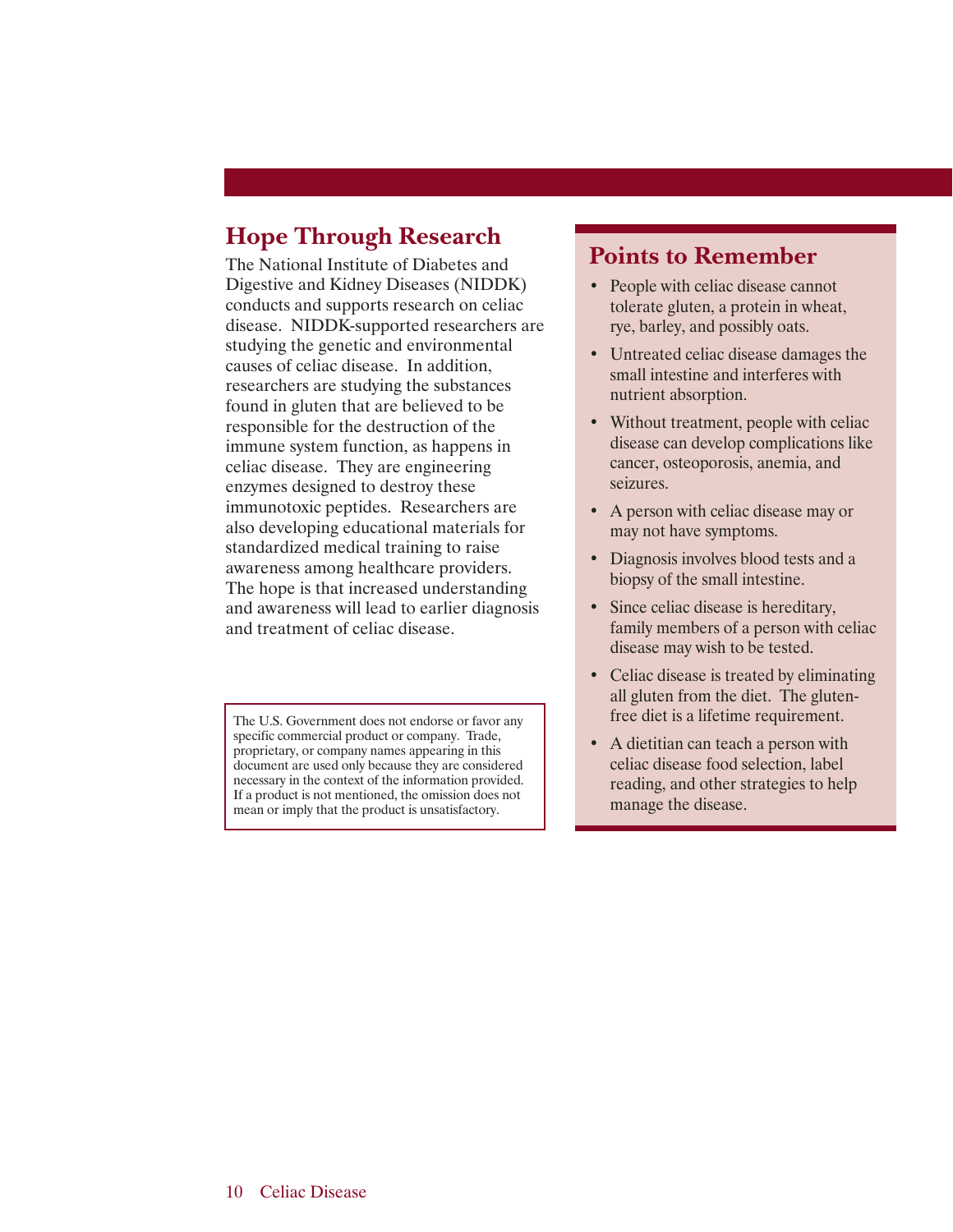## Hope Through Research

The National Institute of Diabetes and Digestive and Kidney Diseases (NIDDK) conducts and supports research on celiac disease. NIDDK-supported researchers are studying the genetic and environmental causes of celiac disease. In addition, researchers are studying the substances found in gluten that are believed to be responsible for the destruction of the immune system function, as happens in celiac disease. They are engineering enzymes designed to destroy these immunotoxic peptides. Researchers are also developing educational materials for standardized medical training to raise awareness among healthcare providers. The hope is that increased understanding and awareness will lead to earlier diagnosis and treatment of celiac disease.

The U.S. Government does not endorse or favor any specific commercial product or company. Trade, proprietary, or company names appearing in this document are used only because they are considered necessary in the context of the information provided. If a product is not mentioned, the omission does not mean or imply that the product is unsatisfactory.

## Points to Remember

- People with celiac disease cannot tolerate gluten, a protein in wheat, rye, barley, and possibly oats.
- Untreated celiac disease damages the small intestine and interferes with nutrient absorption.
- Without treatment, people with celiac disease can develop complications like cancer, osteoporosis, anemia, and seizures.
- A person with celiac disease may or may not have symptoms.
- Diagnosis involves blood tests and a biopsy of the small intestine.
- Since celiac disease is hereditary, family members of a person with celiac disease may wish to be tested.
- Celiac disease is treated by eliminating all gluten from the diet. The gluten-free diet is a lifetime requirement.
- A dietitian can teach a person with celiac disease food selection, label reading, and other strategies to help manage the disease.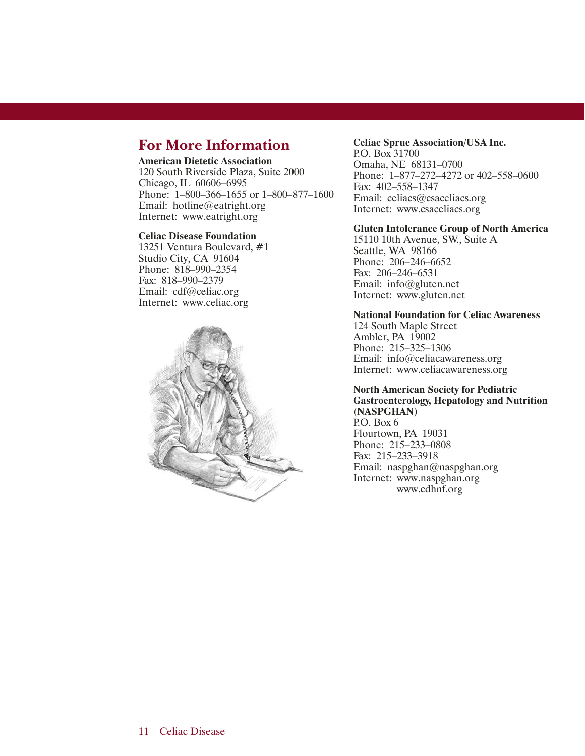## For More Information

**American Dietetic Association**
120 South Riverside Plaza, Suite 2000
Chicago, IL 60606–6995
Phone: 1–800–366–1655 or 1–800–877–1600
Email: hotline@eatright.org
Internet: www.eatright.org

**Celiac Disease Foundation**
13251 Ventura Boulevard, #1
Studio City, CA 91604
Phone: 818–990–2354
Fax: 818–990–2379
Email: cdf@celiac.org
Internet: www.celiac.org

**Celiac Sprue Association/USA Inc.**
P.O. Box 31700
Omaha, NE 68131–0700
Phone: 1–877–272–4272 or 402–558–0600
Fax: 402–558–1347
Email: celiacs@csaceliacs.org
Internet: www.csaceliacs.org

**Gluten Intolerance Group of North America**
15110 10th Avenue, SW., Suite A
Seattle, WA 98166
Phone: 206–246–6652
Fax: 206–246–6531
Email: info@gluten.net
Internet: www.gluten.net

**National Foundation for Celiac Awareness**
124 South Maple Street
Ambler, PA 19002
Phone: 215–325–1306
Email: info@celiacawareness.org
Internet: www.celiacawareness.org

**North American Society for Pediatric Gastroenterology, Hepatology and Nutrition (NASPGHAN)**
P.O. Box 6
Flourtown, PA 19031
Phone: 215–233–0808
Fax: 215–233–3918
Email: naspghan@naspghan.org
Internet: www.naspghan.org
www.cdhnf.org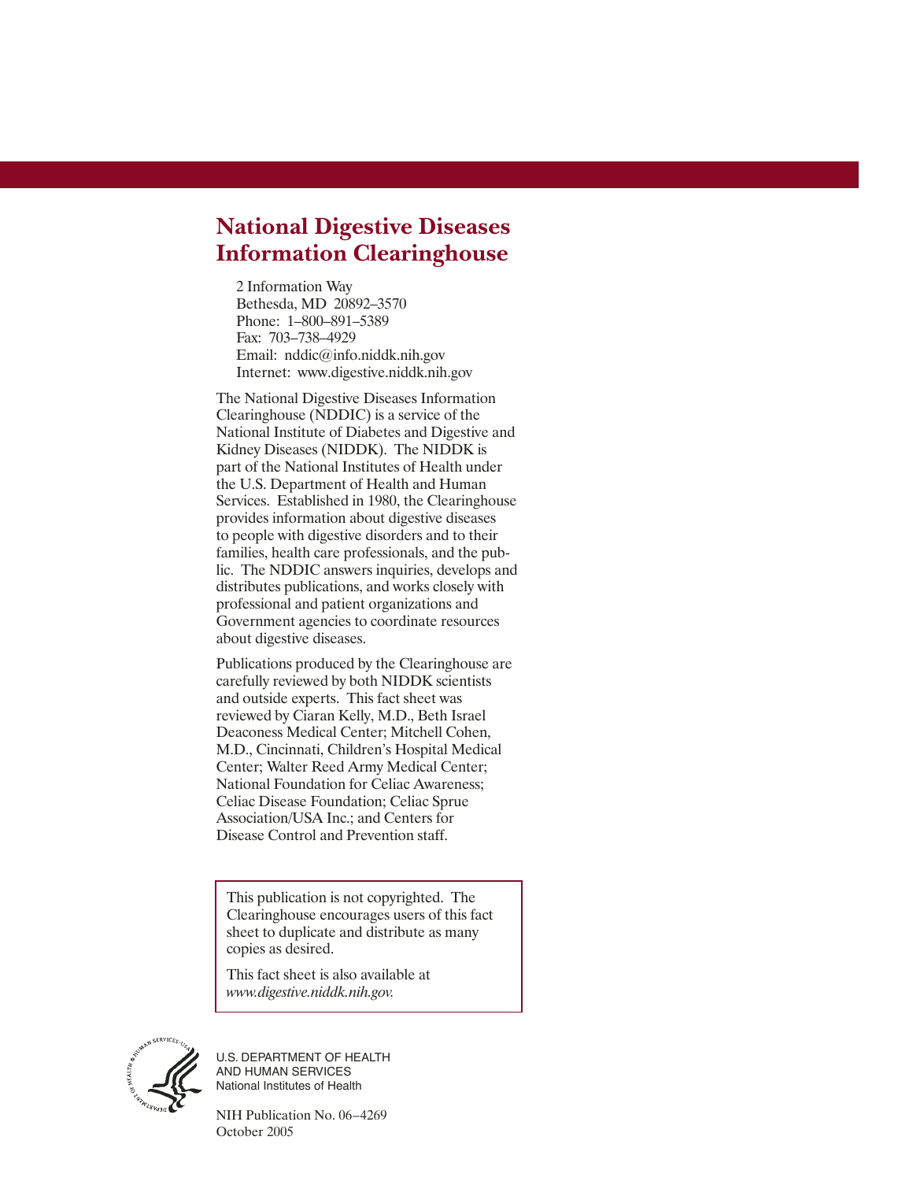## National Digestive Diseases Information Clearinghouse

2 Information Way
Bethesda, MD 20892–3570
Phone: 1–800–891–5389
Fax: 703–738–4929
Email: nddic@info.niddk.nih.gov
Internet: www.digestive.niddk.nih.gov

The National Digestive Diseases Information Clearinghouse (NDDIC) is a service of the National Institute of Diabetes and Digestive and Kidney Diseases (NIDDK). The NIDDK is part of the National Institutes of Health under the U.S. Department of Health and Human Services. Established in 1980, the Clearinghouse provides information about digestive diseases to people with digestive disorders and to their families, health care professionals, and the public. The NDDIC answers inquiries, develops and distributes publications, and works closely with professional and patient organizations and Government agencies to coordinate resources about digestive diseases.

Publications produced by the Clearinghouse are carefully reviewed by both NIDDK scientists and outside experts. This fact sheet was reviewed by Ciaran Kelly, M.D., Beth Israel Deaconess Medical Center; Mitchell Cohen, M.D., Cincinnati, Children's Hospital Medical Center; Walter Reed Army Medical Center; National Foundation for Celiac Awareness; Celiac Disease Foundation; Celiac Sprue Association/USA Inc.; and Centers for Disease Control and Prevention staff.

This publication is not copyrighted. The Clearinghouse encourages users of this fact sheet to duplicate and distribute as many copies as desired.

This fact sheet is also available at *www.digestive.niddk.nih.gov.*

U.S. DEPARTMENT OF HEALTH AND HUMAN SERVICES
National Institutes of Health

NIH Publication No. 06–4269
October 2005